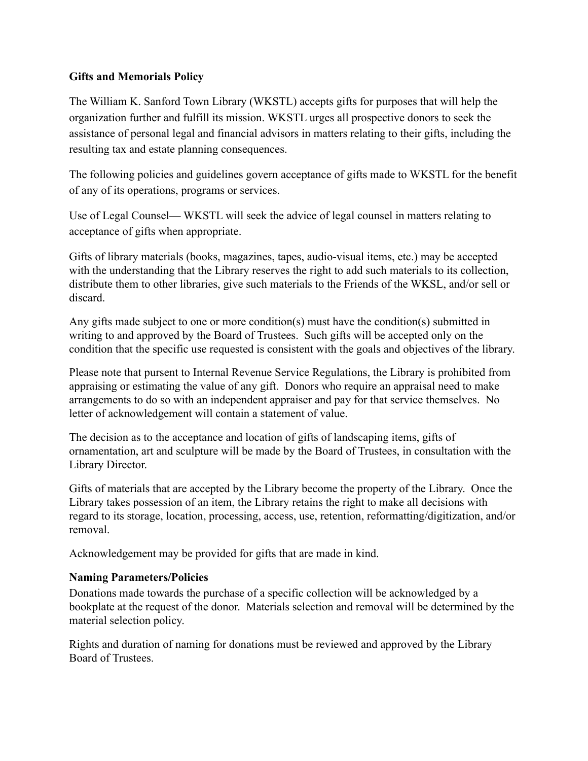**Gifts and Memorials Policy**

The William K. Sanford Town Library (WKSTL) accepts gifts for purposes that will help the organization further and fulfill its mission. WKSTL urges all prospective donors to seek the assistance of personal legal and financial advisors in matters relating to their gifts, including the resulting tax and estate planning consequences.

The following policies and guidelines govern acceptance of gifts made to WKSTL for the benefit of any of its operations, programs or services.

Use of Legal Counsel— WKSTL will seek the advice of legal counsel in matters relating to acceptance of gifts when appropriate.

Gifts of library materials (books, magazines, tapes, audio-visual items, etc.) may be accepted with the understanding that the Library reserves the right to add such materials to its collection, distribute them to other libraries, give such materials to the Friends of the WKSL, and/or sell or discard.

Any gifts made subject to one or more condition(s) must have the condition(s) submitted in writing to and approved by the Board of Trustees. Such gifts will be accepted only on the condition that the specific use requested is consistent with the goals and objectives of the library.

Please note that pursent to Internal Revenue Service Regulations, the Library is prohibited from appraising or estimating the value of any gift. Donors who require an appraisal need to make arrangements to do so with an independent appraiser and pay for that service themselves. No letter of acknowledgement will contain a statement of value.

The decision as to the acceptance and location of gifts of landscaping items, gifts of ornamentation, art and sculpture will be made by the Board of Trustees, in consultation with the Library Director.

Gifts of materials that are accepted by the Library become the property of the Library. Once the Library takes possession of an item, the Library retains the right to make all decisions with regard to its storage, location, processing, access, use, retention, reformatting/digitization, and/or removal.

Acknowledgement may be provided for gifts that are made in kind.

**Naming Parameters/Policies**

Donations made towards the purchase of a specific collection will be acknowledged by a bookplate at the request of the donor. Materials selection and removal will be determined by the material selection policy.

Rights and duration of naming for donations must be reviewed and approved by the Library Board of Trustees.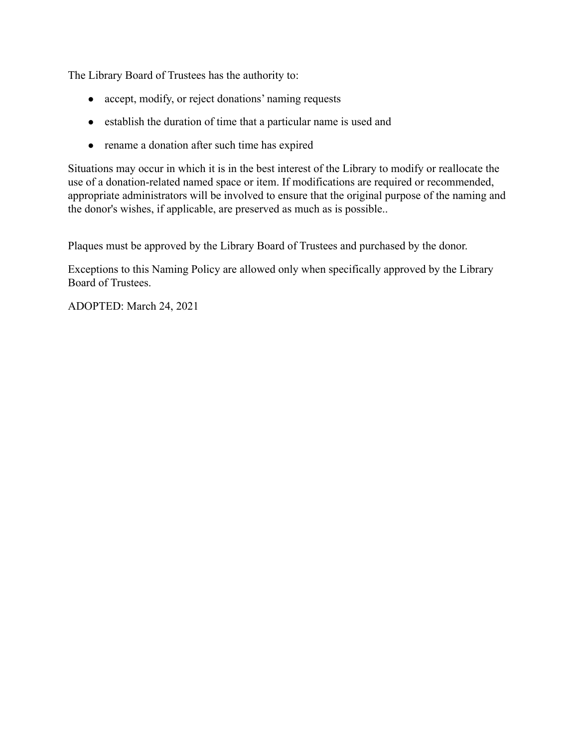The Library Board of Trustees has the authority to:

- accept, modify, or reject donations' naming requests
- establish the duration of time that a particular name is used and
- rename a donation after such time has expired

Situations may occur in which it is in the best interest of the Library to modify or reallocate the use of a donation-related named space or item. If modifications are required or recommended, appropriate administrators will be involved to ensure that the original purpose of the naming and the donor's wishes, if applicable, are preserved as much as is possible..

Plaques must be approved by the Library Board of Trustees and purchased by the donor.

Exceptions to this Naming Policy are allowed only when specifically approved by the Library Board of Trustees.

ADOPTED: March 24, 2021